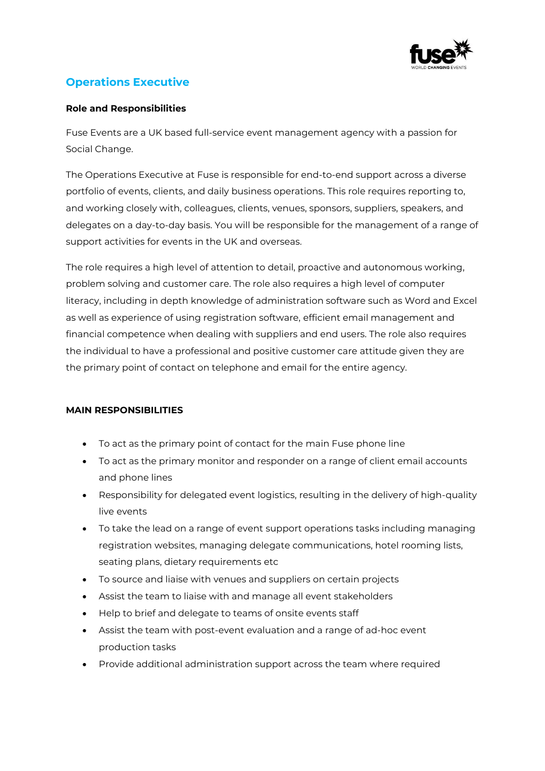# Operations Executive

**Role and Responsibilities**

Fuse Events are a UK based full-service event management agency with a passion for Social Change.

The Operations Executive at Fuse is responsible for end-to-end support across a diverse portfolio of events, clients, and daily business operations. This role requires reporting to, and working closely with, colleagues, clients, venues, sponsors, suppliers, speakers, and delegates on a day-to-day basis. You will be responsible for the management of a range of support activities for events in the UK and overseas.

The role requires a high level of attention to detail, proactive and autonomous working, problem solving and customer care. The role also requires a high level of computer literacy, including in depth knowledge of administration software such as Word and Excel as well as experience of using registration software, efficient email management and financial competence when dealing with suppliers and end users. The role also requires the individual to have a professional and positive customer care attitude given they are the primary point of contact on telephone and email for the entire agency.

**MAIN RESPONSIBILITIES**

- To act as the primary point of contact for the main Fuse phone line
- To act as the primary monitor and responder on a range of client email accounts and phone lines
- Responsibility for delegated event logistics, resulting in the delivery of high-quality live events
- To take the lead on a range of event support operations tasks including managing registration websites, managing delegate communications, hotel rooming lists, seating plans, dietary requirements etc
- To source and liaise with venues and suppliers on certain projects
- Assist the team to liaise with and manage all event stakeholders
- Help to brief and delegate to teams of onsite events staff
- Assist the team with post-event evaluation and a range of ad-hoc event production tasks
- Provide additional administration support across the team where required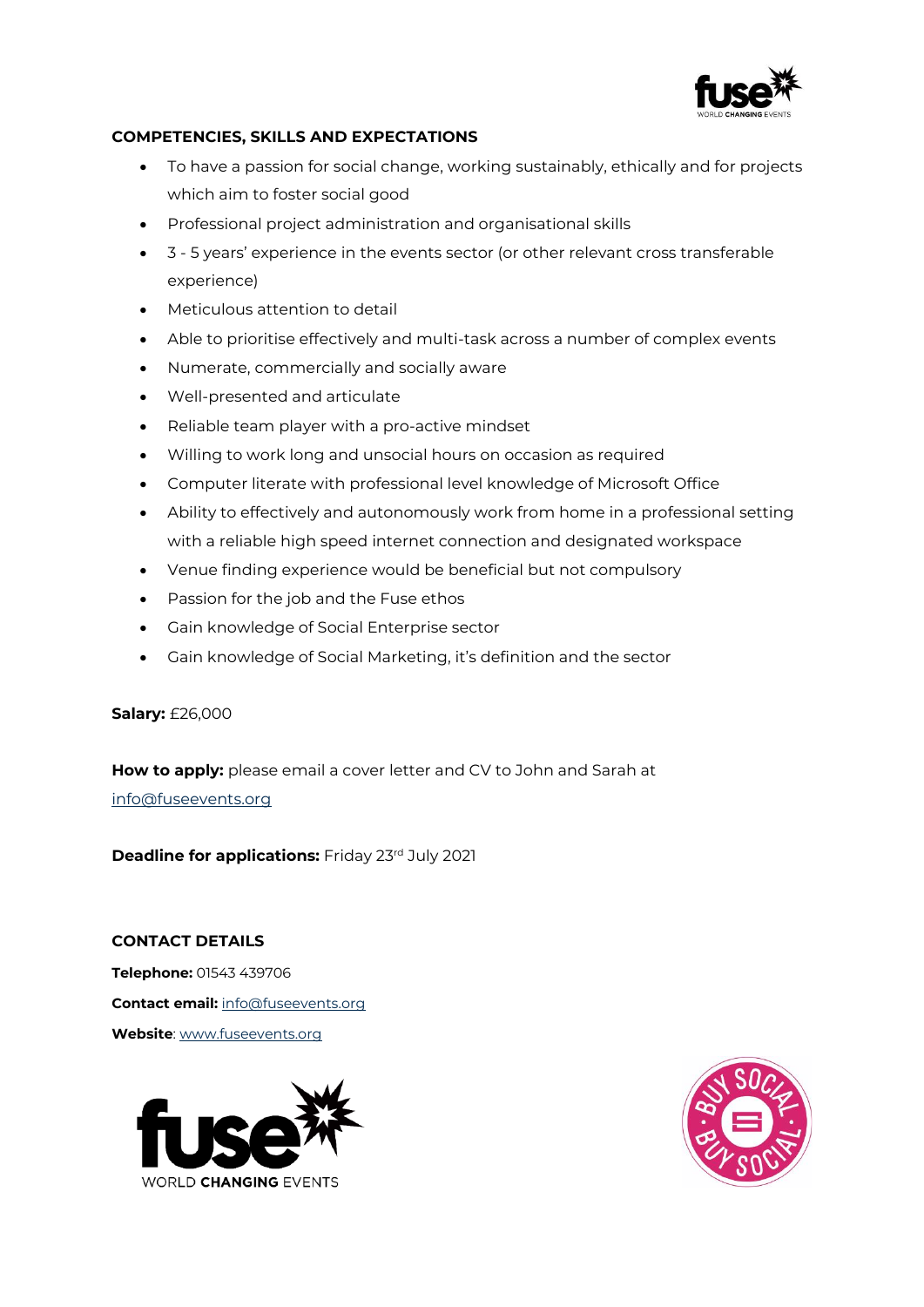**COMPETENCIES, SKILLS AND EXPECTATIONS**

- To have a passion for social change, working sustainably, ethically and for projects which aim to foster social good
- Professional project administration and organisational skills
- 3 - 5 years' experience in the events sector (or other relevant cross transferable experience)
- Meticulous attention to detail
- Able to prioritise effectively and multi-task across a number of complex events
- Numerate, commercially and socially aware
- Well-presented and articulate
- Reliable team player with a pro-active mindset
- Willing to work long and unsocial hours on occasion as required
- Computer literate with professional level knowledge of Microsoft Office
- Ability to effectively and autonomously work from home in a professional setting with a reliable high speed internet connection and designated workspace
- Venue finding experience would be beneficial but not compulsory
- Passion for the job and the Fuse ethos
- Gain knowledge of Social Enterprise sector
- Gain knowledge of Social Marketing, it's definition and the sector

**Salary:** £26,000

**How to apply:** please email a cover letter and CV to John and Sarah at info@fuseevents.org

**Deadline for applications:** Friday 23rd July 2021

**CONTACT DETAILS**

**Telephone:** 01543 439706

**Contact email:** info@fuseevents.org

**Website**: www.fuseevents.org